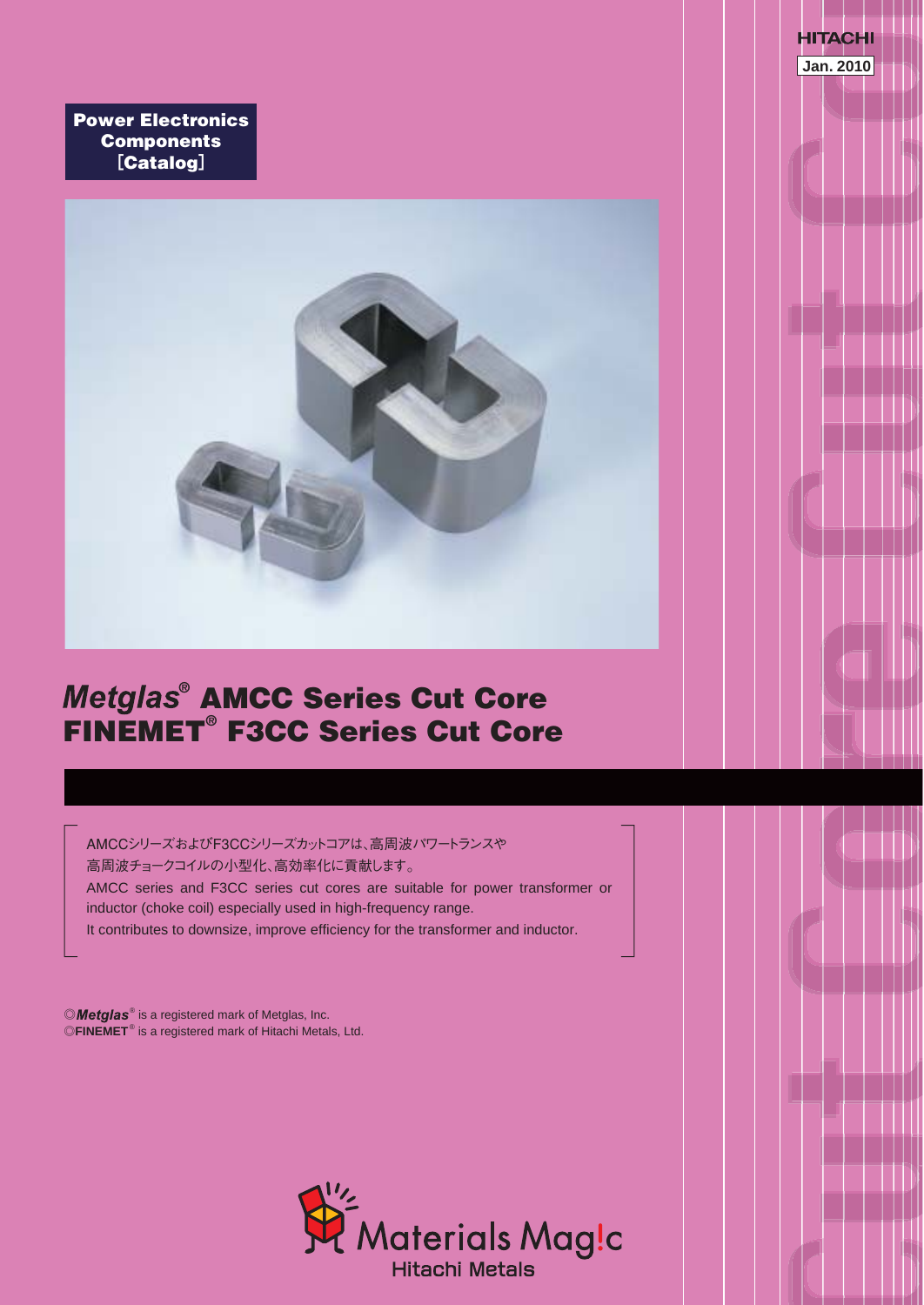HITACHI

Jan. 2010

**Power Electronics Components [Catalog]**

# *Metglas®* AMCC Series Cut Core
# FINEMET® F3CC Series Cut Core

AMCCシリーズおよびF3CCシリーズカットコアは、高周波パワートランスや高周波チョークコイルの小型化、高効率化に貢献します。

AMCC series and F3CC series cut cores are suitable for power transformer or inductor (choke coil) especially used in high-frequency range.

It contributes to downsize, improve efficiency for the transformer and inductor.

◎*Metglas®* is a registered mark of Metglas, Inc.
◎**FINEMET®** is a registered mark of Hitachi Metals, Ltd.

Materials Mag!c
Hitachi Metals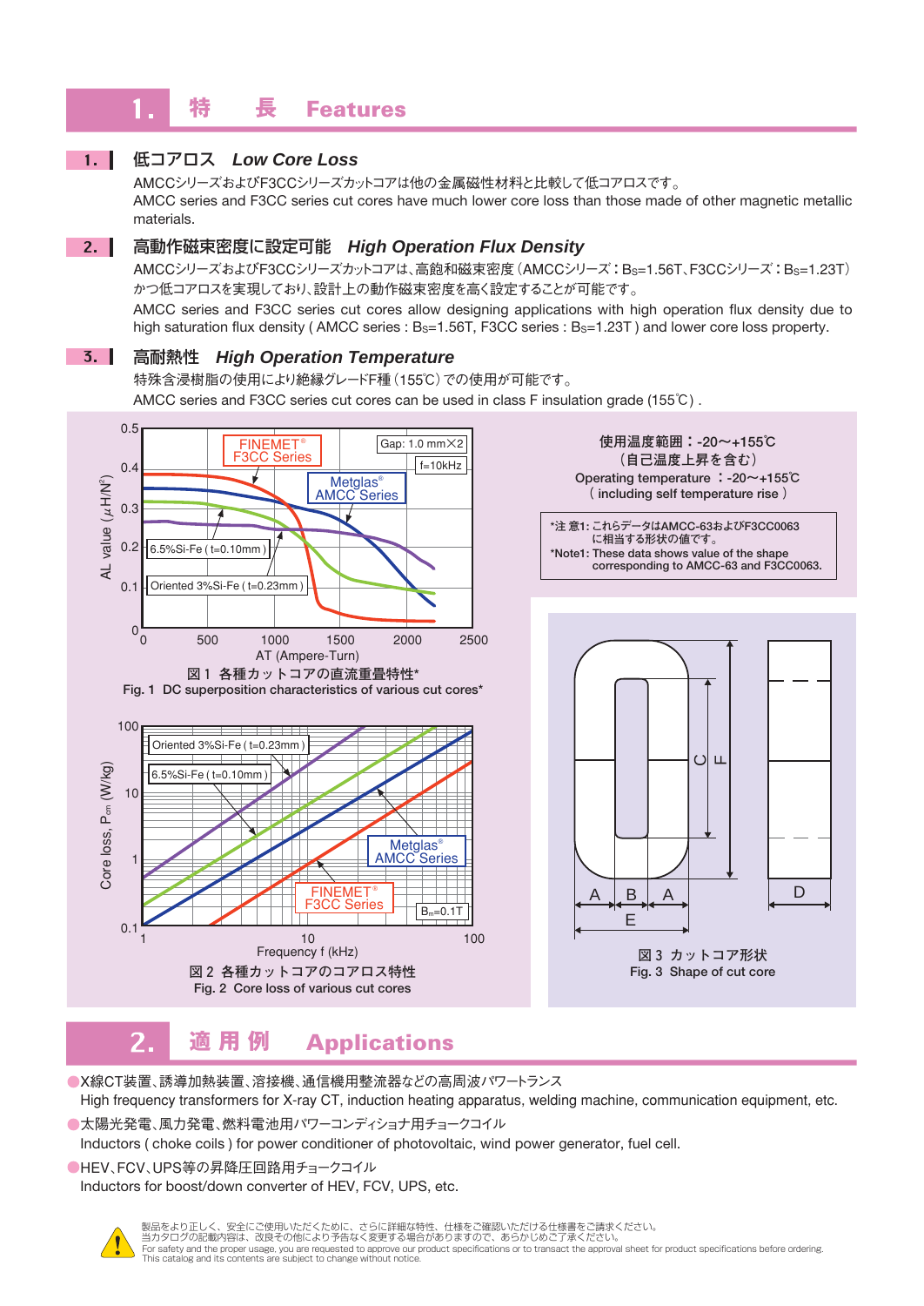# 1. 特　長　Features

## 1. 低コアロス　*Low Core Loss*

AMCCシリーズおよびF3CCシリーズカットコアは他の金属磁性材料と比較して低コアロスです。

AMCC series and F3CC series cut cores have much lower core loss than those made of other magnetic metallic materials.

## 2. 高動作磁束密度に設定可能　*High Operation Flux Density*

AMCCシリーズおよびF3CCシリーズカットコアは、高飽和磁束密度（AMCCシリーズ：$B_S$=1.56T、F3CCシリーズ：$B_S$=1.23T）かつ低コアロスを実現しており、設計上の動作磁束密度を高く設定することが可能です。

AMCC series and F3CC series cut cores allow designing applications with high operation flux density due to high saturation flux density ( AMCC series : $B_S$=1.56T, F3CC series : $B_S$=1.23T ) and lower core loss property.

## 3. 高耐熱性　*High Operation Temperature*

特殊含浸樹脂の使用により絶縁グレードF種（155℃）での使用が可能です。

AMCC series and F3CC series cut cores can be used in class F insulation grade (155℃) .

使用温度範囲：-20～+155℃
（自己温度上昇を含む）
Operating temperature ：-20～+155℃
( including self temperature rise )

*注 意1: これらデータはAMCC-63およびF3CC0063に相当する形状の値です。
*Note1: These data shows value of the shape corresponding to AMCC-63 and F3CC0063.

図1 各種カットコアの直流重畳特性*
Fig. 1 DC superposition characteristics of various cut cores*

図2 各種カットコアのコアロス特性
Fig. 2 Core loss of various cut cores

図3 カットコア形状
Fig. 3 Shape of cut core

# 2. 適 用 例　Applications

- X線CT装置、誘導加熱装置、溶接機、通信機用整流器などの高周波パワートランス
  High frequency transformers for X-ray CT, induction heating apparatus, welding machine, communication equipment, etc.
- 太陽光発電、風力発電、燃料電池用パワーコンディショナ用チョークコイル
  Inductors ( choke coils ) for power conditioner of photovoltaic, wind power generator, fuel cell.
- HEV、FCV、UPS等の昇降圧回路用チョークコイル
  Inductors for boost/down converter of HEV, FCV, UPS, etc.

製品をより正しく、安全にご使用いただくために、さらに詳細な特性、仕様をご確認いただける仕様書をご請求ください。
当カタログの記載内容は、改良その他により予告なく変更する場合がありますので、あらかじめご了承ください。
For safety and the proper usage, you are requested to approve our product specifications or to transact the approval sheet for product specifications before ordering.
This catalog and its contents are subject to change without notice.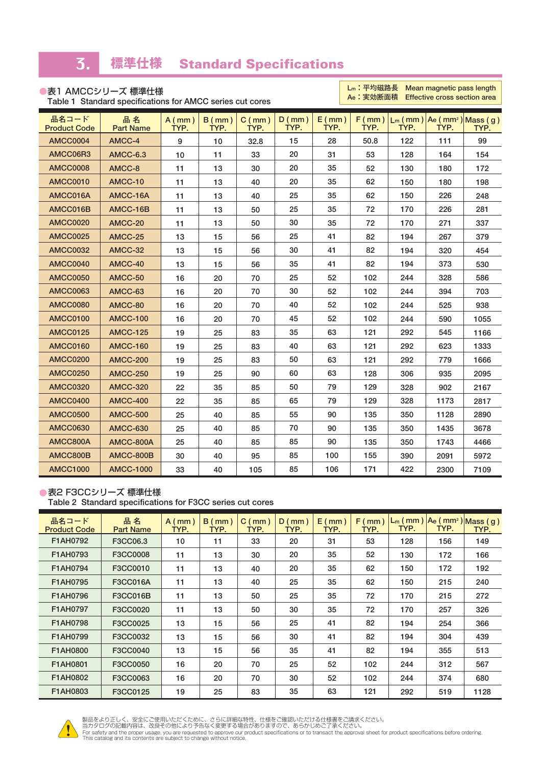# 3. 標準仕様　Standard Specifications

## ●表1 AMCCシリーズ 標準仕様
Table 1 Standard specifications for AMCC series cut cores

$L_m$：平均磁路長　Mean magnetic pass length
$A_e$：実効断面積　Effective cross section area

| 品名コード Product Code | 品 名 Part Name | A (mm) TYP. | B (mm) TYP. | C (mm) TYP. | D (mm) TYP. | E (mm) TYP. | F (mm) TYP. | $L_m$ (mm) TYP. | $A_e$ ($mm^2$) TYP. | Mass (g) TYP. |
|---|---|---|---|---|---|---|---|---|---|---|
| AMCC0004 | AMCC-4 | 9 | 10 | 32.8 | 15 | 28 | 50.8 | 122 | 111 | 99 |
| AMCC06R3 | AMCC-6.3 | 10 | 11 | 33 | 20 | 31 | 53 | 128 | 164 | 154 |
| AMCC0008 | AMCC-8 | 11 | 13 | 30 | 20 | 35 | 52 | 130 | 180 | 172 |
| AMCC0010 | AMCC-10 | 11 | 13 | 40 | 20 | 35 | 62 | 150 | 180 | 198 |
| AMCC016A | AMCC-16A | 11 | 13 | 40 | 25 | 35 | 62 | 150 | 226 | 248 |
| AMCC016B | AMCC-16B | 11 | 13 | 50 | 25 | 35 | 72 | 170 | 226 | 281 |
| AMCC0020 | AMCC-20 | 11 | 13 | 50 | 30 | 35 | 72 | 170 | 271 | 337 |
| AMCC0025 | AMCC-25 | 13 | 15 | 56 | 25 | 41 | 82 | 194 | 267 | 379 |
| AMCC0032 | AMCC-32 | 13 | 15 | 56 | 30 | 41 | 82 | 194 | 320 | 454 |
| AMCC0040 | AMCC-40 | 13 | 15 | 56 | 35 | 41 | 82 | 194 | 373 | 530 |
| AMCC0050 | AMCC-50 | 16 | 20 | 70 | 25 | 52 | 102 | 244 | 328 | 586 |
| AMCC0063 | AMCC-63 | 16 | 20 | 70 | 30 | 52 | 102 | 244 | 394 | 703 |
| AMCC0080 | AMCC-80 | 16 | 20 | 70 | 40 | 52 | 102 | 244 | 525 | 938 |
| AMCC0100 | AMCC-100 | 16 | 20 | 70 | 45 | 52 | 102 | 244 | 590 | 1055 |
| AMCC0125 | AMCC-125 | 19 | 25 | 83 | 35 | 63 | 121 | 292 | 545 | 1166 |
| AMCC0160 | AMCC-160 | 19 | 25 | 83 | 40 | 63 | 121 | 292 | 623 | 1333 |
| AMCC0200 | AMCC-200 | 19 | 25 | 83 | 50 | 63 | 121 | 292 | 779 | 1666 |
| AMCC0250 | AMCC-250 | 19 | 25 | 90 | 60 | 63 | 128 | 306 | 935 | 2095 |
| AMCC0320 | AMCC-320 | 22 | 35 | 85 | 50 | 79 | 129 | 328 | 902 | 2167 |
| AMCC0400 | AMCC-400 | 22 | 35 | 85 | 65 | 79 | 129 | 328 | 1173 | 2817 |
| AMCC0500 | AMCC-500 | 25 | 40 | 85 | 55 | 90 | 135 | 350 | 1128 | 2890 |
| AMCC0630 | AMCC-630 | 25 | 40 | 85 | 70 | 90 | 135 | 350 | 1435 | 3678 |
| AMCC800A | AMCC-800A | 25 | 40 | 85 | 85 | 90 | 135 | 350 | 1743 | 4466 |
| AMCC800B | AMCC-800B | 30 | 40 | 95 | 85 | 100 | 155 | 390 | 2091 | 5972 |
| AMCC1000 | AMCC-1000 | 33 | 40 | 105 | 85 | 106 | 171 | 422 | 2300 | 7109 |

## ●表2 F3CCシリーズ 標準仕様
Table 2 Standard specifications for F3CC series cut cores

| 品名コード Product Code | 品 名 Part Name | A (mm) TYP. | B (mm) TYP. | C (mm) TYP. | D (mm) TYP. | E (mm) TYP. | F (mm) TYP. | $L_m$ (mm) TYP. | $A_e$ ($mm^2$) TYP. | Mass (g) TYP. |
|---|---|---|---|---|---|---|---|---|---|---|
| F1AH0792 | F3CC06.3 | 10 | 11 | 33 | 20 | 31 | 53 | 128 | 156 | 149 |
| F1AH0793 | F3CC0008 | 11 | 13 | 30 | 20 | 35 | 52 | 130 | 172 | 166 |
| F1AH0794 | F3CC0010 | 11 | 13 | 40 | 20 | 35 | 62 | 150 | 172 | 192 |
| F1AH0795 | F3CC016A | 11 | 13 | 40 | 25 | 35 | 62 | 150 | 215 | 240 |
| F1AH0796 | F3CC016B | 11 | 13 | 50 | 25 | 35 | 72 | 170 | 215 | 272 |
| F1AH0797 | F3CC0020 | 11 | 13 | 50 | 30 | 35 | 72 | 170 | 257 | 326 |
| F1AH0798 | F3CC0025 | 13 | 15 | 56 | 25 | 41 | 82 | 194 | 254 | 366 |
| F1AH0799 | F3CC0032 | 13 | 15 | 56 | 30 | 41 | 82 | 194 | 304 | 439 |
| F1AH0800 | F3CC0040 | 13 | 15 | 56 | 35 | 41 | 82 | 194 | 355 | 513 |
| F1AH0801 | F3CC0050 | 16 | 20 | 70 | 25 | 52 | 102 | 244 | 312 | 567 |
| F1AH0802 | F3CC0063 | 16 | 20 | 70 | 30 | 52 | 102 | 244 | 374 | 680 |
| F1AH0803 | F3CC0125 | 19 | 25 | 83 | 35 | 63 | 121 | 292 | 519 | 1128 |

製品をより正しく、安全にご使用いただくために、さらに詳細な特性、仕様をご確認いただける仕様書をご請求ください。
当カタログの記載内容は、改良その他により予告なく変更する場合がありますので、あらかじめご了承ください。
For safety and the proper usage, you are requested to approve our product specifications or to transact the approval sheet for product specifications before ordering.
This catalog and its contents are subject to change without notice.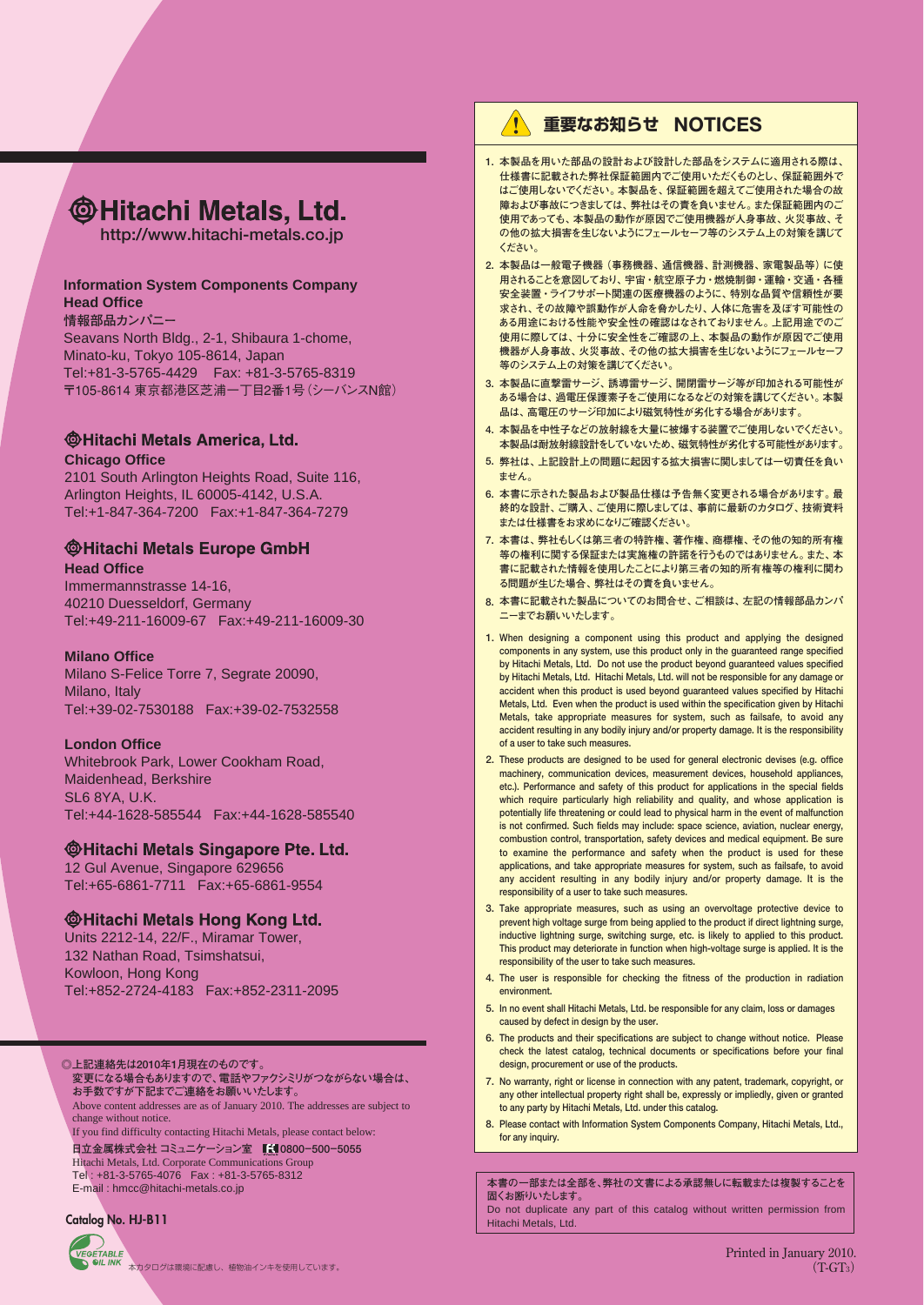# Hitachi Metals, Ltd.

http://www.hitachi-metals.co.jp

**Information System Components Company**
**Head Office**
情報部品カンパニー
Seavans North Bldg., 2-1, Shibaura 1-chome,
Minato-ku, Tokyo 105-8614, Japan
Tel:+81-3-5765-4429　Fax: +81-3-5765-8319
〒105-8614 東京都港区芝浦一丁目2番1号（シーバンスN館）

## Hitachi Metals America, Ltd.

**Chicago Office**
2101 South Arlington Heights Road, Suite 116,
Arlington Heights, IL 60005-4142, U.S.A.
Tel:+1-847-364-7200　Fax:+1-847-364-7279

## Hitachi Metals Europe GmbH

**Head Office**
Immermannstrasse 14-16,
40210 Duesseldorf, Germany
Tel:+49-211-16009-67　Fax:+49-211-16009-30

**Milano Office**
Milano S-Felice Torre 7, Segrate 20090,
Milano, Italy
Tel:+39-02-7530188　Fax:+39-02-7532558

**London Office**
Whitebrook Park, Lower Cookham Road,
Maidenhead, Berkshire
SL6 8YA, U.K.
Tel:+44-1628-585544　Fax:+44-1628-585540

## Hitachi Metals Singapore Pte. Ltd.

12 Gul Avenue, Singapore 629656
Tel:+65-6861-7711　Fax:+65-6861-9554

## Hitachi Metals Hong Kong Ltd.

Units 2212-14, 22/F., Miramar Tower,
132 Nathan Road, Tsimshatsui,
Kowloon, Hong Kong
Tel:+852-2724-4183　Fax:+852-2311-2095

◎上記連絡先は2010年1月現在のものです。
変更になる場合もありますので、電話やファクシミリがつながらない場合は、お手数ですが下記までご連絡をお願いいたします。
Above content addresses are as of January 2010. The addresses are subject to change without notice.
If you find difficulty contacting Hitachi Metals, please contact below:
日立金属株式会社 コミュニケーション室　0800−500−5055
Hitachi Metals, Ltd. Corporate Communications Group
Tel : +81-3-5765-4076　Fax : +81-3-5765-8312
E-mail : hmcc@hitachi-metals.co.jp

**Catalog No. HJ-B11**

VEGETABLE OIL INK 本カタログは環境に配慮し、植物油インキを使用しています。

## 重要なお知らせ　NOTICES

1. 本製品を用いた部品の設計および設計した部品をシステムに適用される際は、仕様書に記載された弊社保証範囲内でご使用いただくものとし、保証範囲外ではご使用しないでください。本製品を、保証範囲を超えてご使用された場合の故障および事故につきましては、弊社はその責を負いません。また保証範囲内のご使用であっても、本製品の動作が原因でご使用機器が人身事故、火災事故、その他の拡大損害を生じないようにフェールセーフ等のシステム上の対策を講じてください。
2. 本製品は一般電子機器（事務機器、通信機器、計測機器、家電製品等）に使用されることを意図しており、宇宙・航空原子力・燃焼制御・運輸・交通・各種安全装置・ライフサポート関連の医療機器のように、特別な品質や信頼性が要求され、その故障や誤動作が人命を脅かしたり、人体に危害を及ぼす可能性のある用途における性能や安全性の確認はなされておりません。上記用途でのご使用に際しては、十分に安全性をご確認の上、本製品の動作が原因でご使用機器が人身事故、火災事故、その他の拡大損害を生じないようにフェールセーフ等のシステム上の対策を講じてください。
3. 本製品に直撃雷サージ、誘導雷サージ、開閉雷サージ等が印加される可能性がある場合は、過電圧保護素子をご使用になるなどの対策を講じてください。本製品は、高電圧のサージ印加により磁気特性が劣化する場合があります。
4. 本製品を中性子などの放射線を大量に被爆する装置でご使用しないでください。本製品は耐放射線設計をしていないため、磁気特性が劣化する可能性があります。
5. 弊社は、上記設計上の問題に起因する拡大損害に関しましては一切責任を負いません。
6. 本書に示された製品および製品仕様は予告無く変更される場合があります。最終的な設計、ご購入、ご使用に際しましては、事前に最新のカタログ、技術資料または仕様書をお求めになりご確認ください。
7. 本書は、弊社もしくは第三者の特許権、著作権、商標権、その他の知的所有権等の権利に関する保証または実施権の許諾を行うものではありません。また、本書に記載された情報を使用したことにより第三者の知的所有権等の権利に関わる問題が生じた場合、弊社はその責を負いません。
8. 本書に記載された製品についてのお問合せ、ご相談は、左記の情報部品カンパニーまでお願いいたします。

1. When designing a component using this product and applying the designed components in any system, use this product only in the guaranteed range specified by Hitachi Metals, Ltd. Do not use the product beyond guaranteed values specified by Hitachi Metals, Ltd. Hitachi Metals, Ltd. will not be responsible for any damage or accident when this product is used beyond guaranteed values specified by Hitachi Metals, Ltd. Even when the product is used within the specification given by Hitachi Metals, take appropriate measures for system, such as failsafe, to avoid any accident resulting in any bodily injury and/or property damage. It is the responsibility of a user to take such measures.
2. These products are designed to be used for general electronic devises (e.g. office machinery, communication devices, measurement devices, household appliances, etc.). Performance and safety of this product for applications in the special fields which require particularly high reliability and quality, and whose application is potentially life threatening or could lead to physical harm in the event of malfunction is not confirmed. Such fields may include: space science, aviation, nuclear energy, combustion control, transportation, safety devices and medical equipment. Be sure to examine the performance and safety when the product is used for these applications, and take appropriate measures for system, such as failsafe, to avoid any accident resulting in any bodily injury and/or property damage. It is the responsibility of a user to take such measures.
3. Take appropriate measures, such as using an overvoltage protective device to prevent high voltage surge from being applied to the product if direct lightning surge, inductive lightning surge, switching surge, etc. is likely to applied to this product. This product may deteriorate in function when high-voltage surge is applied. It is the responsibility of the user to take such measures.
4. The user is responsible for checking the fitness of the production in radiation environment.
5. In no event shall Hitachi Metals, Ltd. be responsible for any claim, loss or damages caused by defect in design by the user.
6. The products and their specifications are subject to change without notice. Please check the latest catalog, technical documents or specifications before your final design, procurement or use of the products.
7. No warranty, right or license in connection with any patent, trademark, copyright, or any other intellectual property right shall be, expressly or impliedly, given or granted to any party by Hitachi Metals, Ltd. under this catalog.
8. Please contact with Information System Components Company, Hitachi Metals, Ltd., for any inquiry.

本書の一部または全部を、弊社の文書による承認無しに転載または複製することを固くお断りいたします。
Do not duplicate any part of this catalog without written permission from Hitachi Metals, Ltd.

Printed in January 2010.
(T-GT3)